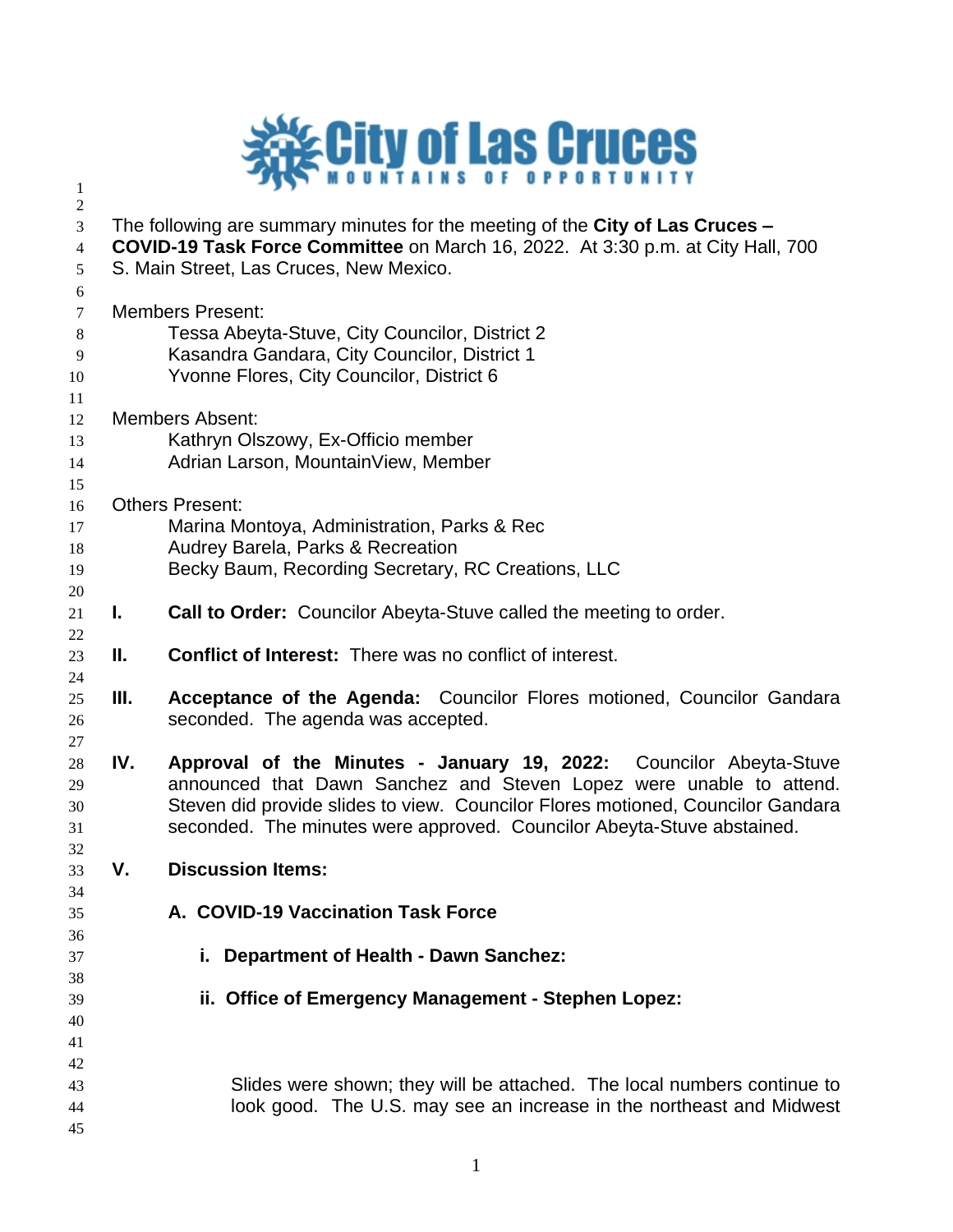# City of Las Cruces

MOUNTAINS OF OPPORTUNITY

The following are summary minutes for the meeting of the **City of Las Cruces – COVID-19 Task Force Committee** on March 16, 2022. At 3:30 p.m. at City Hall, 700 S. Main Street, Las Cruces, New Mexico.

Members Present:
- Tessa Abeyta-Stuve, City Councilor, District 2
- Kasandra Gandara, City Councilor, District 1
- Yvonne Flores, City Councilor, District 6

Members Absent:
- Kathryn Olszowy, Ex-Officio member
- Adrian Larson, MountainView, Member

Others Present:
- Marina Montoya, Administration, Parks & Rec
- Audrey Barela, Parks & Recreation
- Becky Baum, Recording Secretary, RC Creations, LLC

**I. Call to Order:** Councilor Abeyta-Stuve called the meeting to order.

**II. Conflict of Interest:** There was no conflict of interest.

**III. Acceptance of the Agenda:** Councilor Flores motioned, Councilor Gandara seconded. The agenda was accepted.

**IV. Approval of the Minutes - January 19, 2022:** Councilor Abeyta-Stuve announced that Dawn Sanchez and Steven Lopez were unable to attend. Steven did provide slides to view. Councilor Flores motioned, Councilor Gandara seconded. The minutes were approved. Councilor Abeyta-Stuve abstained.

**V. Discussion Items:**

**A. COVID-19 Vaccination Task Force**

**i. Department of Health - Dawn Sanchez:**

**ii. Office of Emergency Management - Stephen Lopez:**

Slides were shown; they will be attached. The local numbers continue to look good. The U.S. may see an increase in the northeast and Midwest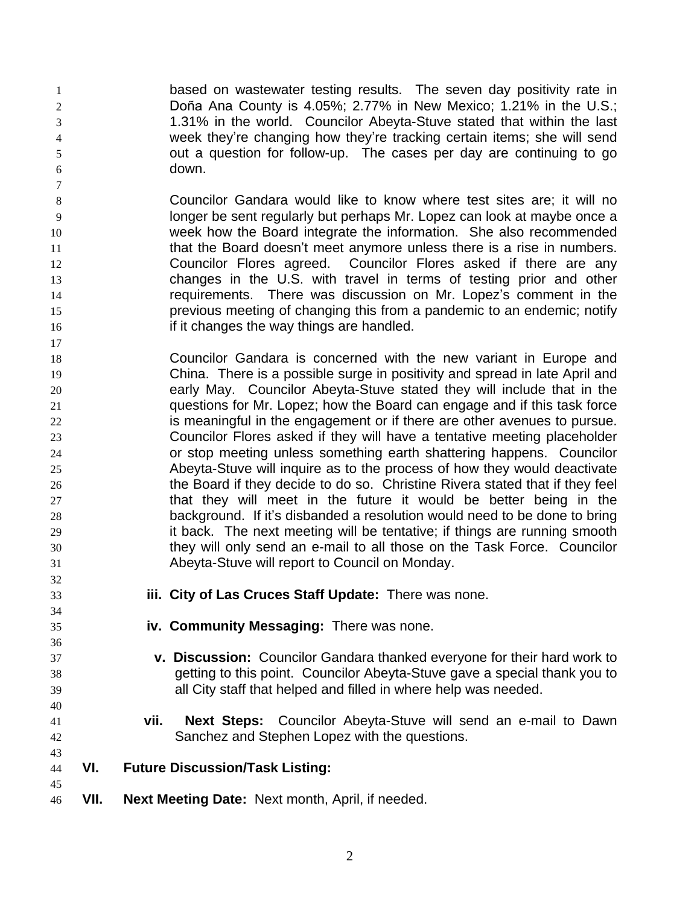based on wastewater testing results. The seven day positivity rate in Doña Ana County is 4.05%; 2.77% in New Mexico; 1.21% in the U.S.; 1.31% in the world. Councilor Abeyta-Stuve stated that within the last week they're changing how they're tracking certain items; she will send out a question for follow-up. The cases per day are continuing to go down.

Councilor Gandara would like to know where test sites are; it will no longer be sent regularly but perhaps Mr. Lopez can look at maybe once a week how the Board integrate the information. She also recommended that the Board doesn't meet anymore unless there is a rise in numbers. Councilor Flores agreed. Councilor Flores asked if there are any changes in the U.S. with travel in terms of testing prior and other requirements. There was discussion on Mr. Lopez's comment in the previous meeting of changing this from a pandemic to an endemic; notify if it changes the way things are handled.

Councilor Gandara is concerned with the new variant in Europe and China. There is a possible surge in positivity and spread in late April and early May. Councilor Abeyta-Stuve stated they will include that in the questions for Mr. Lopez; how the Board can engage and if this task force is meaningful in the engagement or if there are other avenues to pursue. Councilor Flores asked if they will have a tentative meeting placeholder or stop meeting unless something earth shattering happens. Councilor Abeyta-Stuve will inquire as to the process of how they would deactivate the Board if they decide to do so. Christine Rivera stated that if they feel that they will meet in the future it would be better being in the background. If it's disbanded a resolution would need to be done to bring it back. The next meeting will be tentative; if things are running smooth they will only send an e-mail to all those on the Task Force. Councilor Abeyta-Stuve will report to Council on Monday.

**iii. City of Las Cruces Staff Update:** There was none.

**iv. Community Messaging:** There was none.

**v. Discussion:** Councilor Gandara thanked everyone for their hard work to getting to this point. Councilor Abeyta-Stuve gave a special thank you to all City staff that helped and filled in where help was needed.

**vii. Next Steps:** Councilor Abeyta-Stuve will send an e-mail to Dawn Sanchez and Stephen Lopez with the questions.

**VI. Future Discussion/Task Listing:**

**VII. Next Meeting Date:** Next month, April, if needed.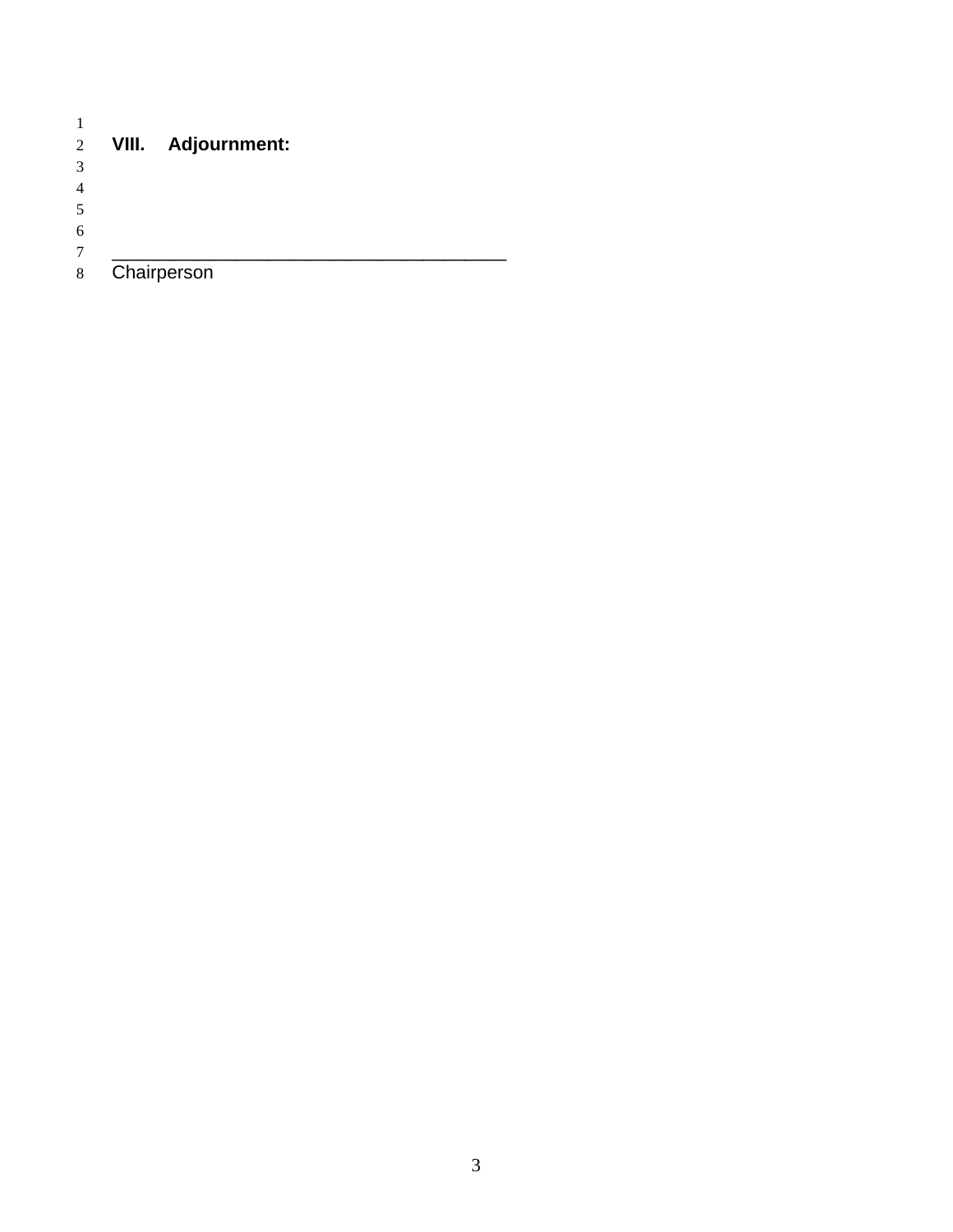## VIII. Adjournment:

_______________________________________
Chairperson